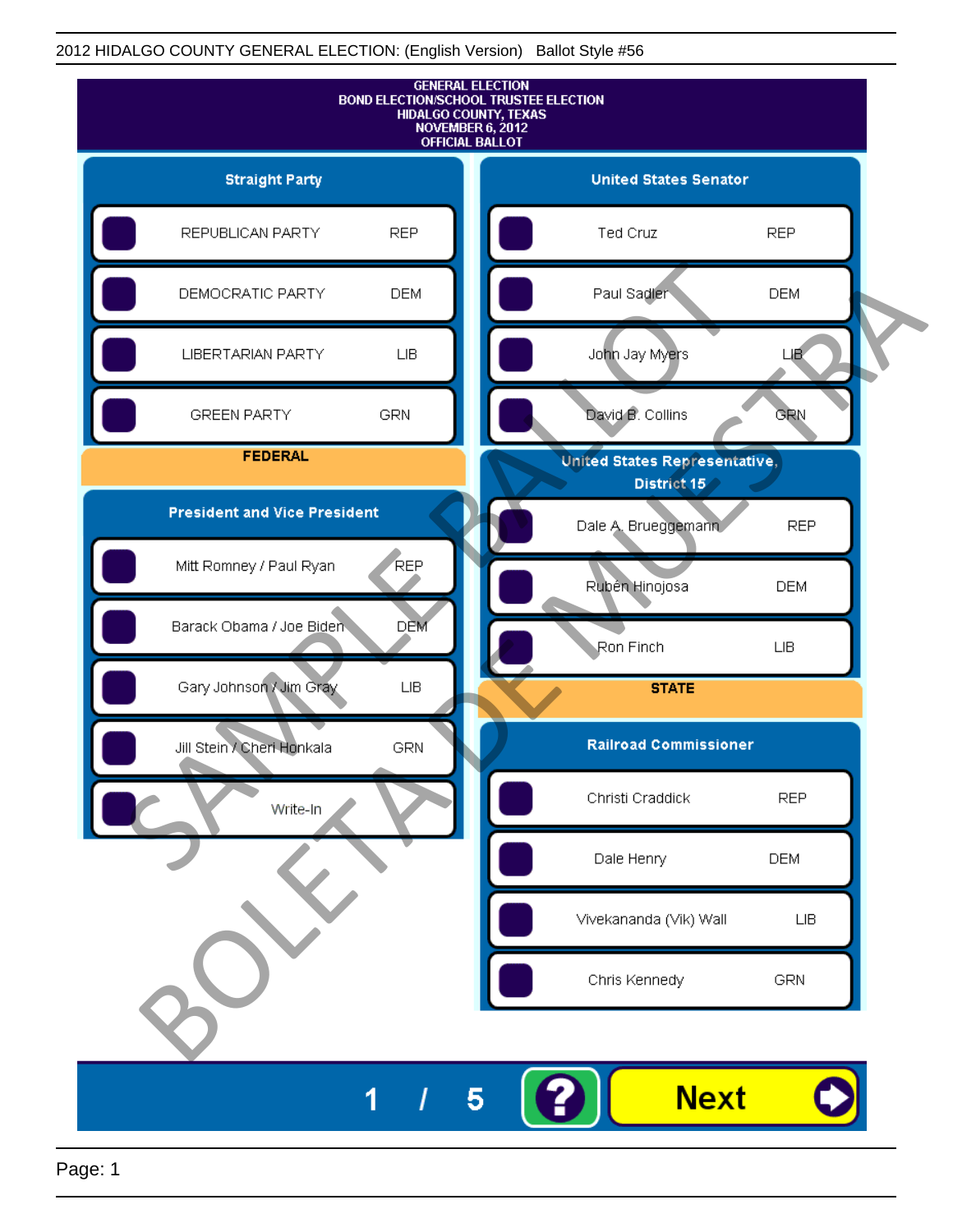2012 HIDALGO COUNTY GENERAL ELECTION: (English Version) Ballot Style #56

# GENERAL ELECTION
# BOND ELECTION/SCHOOL TRUSTEE ELECTION
# HIDALGO COUNTY, TEXAS
# NOVEMBER 6, 2012
# OFFICIAL BALLOT

## Straight Party

| Candidate | Party |
|---|---|
| REPUBLICAN PARTY | REP |
| DEMOCRATIC PARTY | DEM |
| LIBERTARIAN PARTY | LIB |
| GREEN PARTY | GRN |

## FEDERAL

### President and Vice President

| Candidate | Party |
|---|---|
| Mitt Romney / Paul Ryan | REP |
| Barack Obama / Joe Biden | DEM |
| Gary Johnson / Jim Gray | LIB |
| Jill Stein / Cheri Honkala | GRN |
| Write-In | |

### United States Senator

| Candidate | Party |
|---|---|
| Ted Cruz | REP |
| Paul Sadler | DEM |
| John Jay Myers | LIB |
| David B. Collins | GRN |

### United States Representative, District 15

| Candidate | Party |
|---|---|
| Dale A. Brueggemann | REP |
| Rubén Hinojosa | DEM |
| Ron Finch | LIB |

## STATE

### Railroad Commissioner

| Candidate | Party |
|---|---|
| Christi Craddick | REP |
| Dale Henry | DEM |
| Vivekananda (Vik) Wall | LIB |
| Chris Kennedy | GRN |

SAMPLE BALLOT BOLETA DE MUESTRA

1 / 5

Next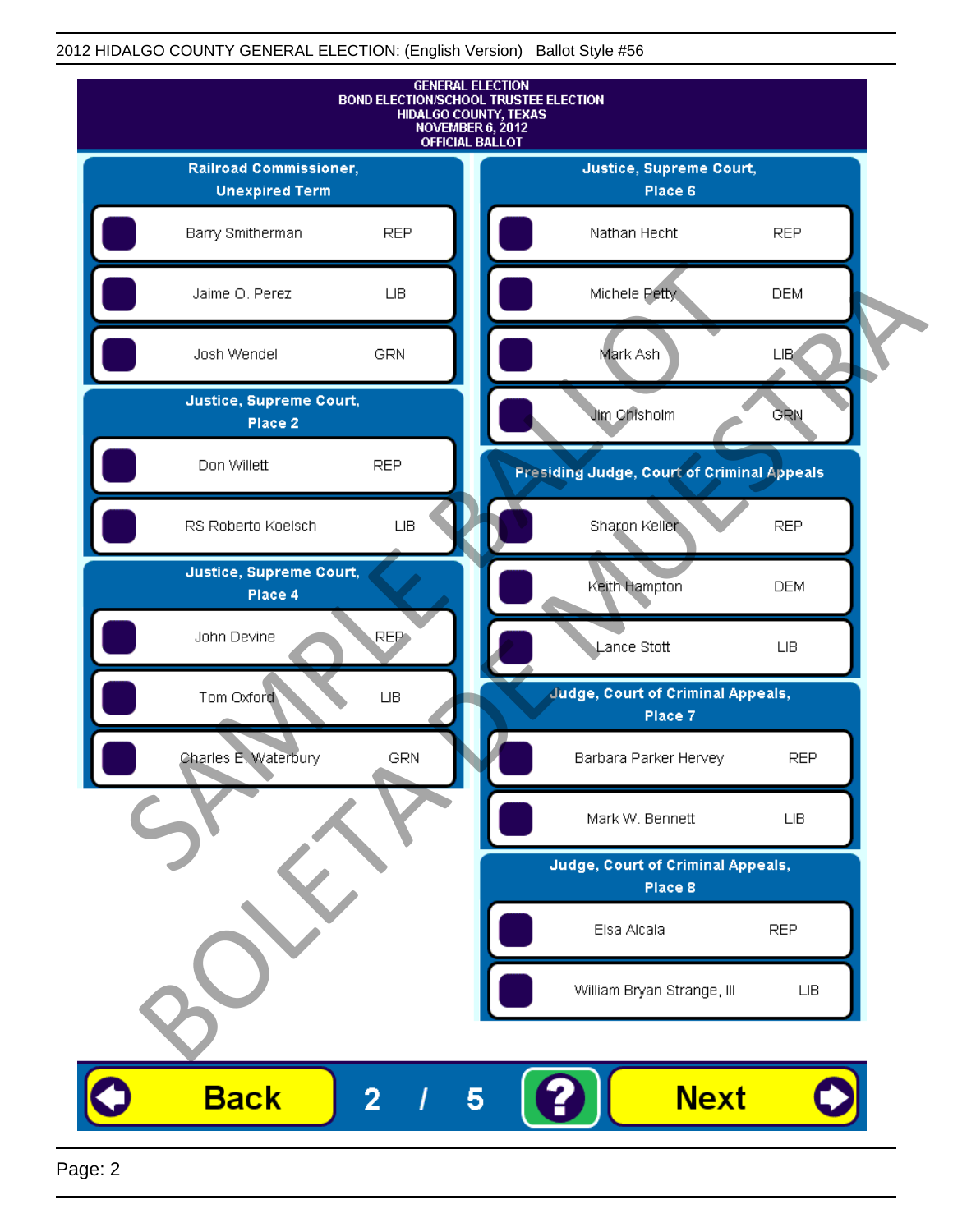2012 HIDALGO COUNTY GENERAL ELECTION: (English Version) Ballot Style #56

GENERAL ELECTION
BOND ELECTION/SCHOOL TRUSTEE ELECTION
HIDALGO COUNTY, TEXAS
NOVEMBER 6, 2012
OFFICIAL BALLOT

### Railroad Commissioner, Unexpired Term

| Candidate | Party |
|---|---|
| Barry Smitherman | REP |
| Jaime O. Perez | LIB |
| Josh Wendel | GRN |

### Justice, Supreme Court, Place 2

| Candidate | Party |
|---|---|
| Don Willett | REP |
| RS Roberto Koelsch | LIB |

### Justice, Supreme Court, Place 4

| Candidate | Party |
|---|---|
| John Devine | REP |
| Tom Oxford | LIB |
| Charles E. Waterbury | GRN |

### Justice, Supreme Court, Place 6

| Candidate | Party |
|---|---|
| Nathan Hecht | REP |
| Michele Petty | DEM |
| Mark Ash | LIB |
| Jim Chisholm | GRN |

### Presiding Judge, Court of Criminal Appeals

| Candidate | Party |
|---|---|
| Sharon Keller | REP |
| Keith Hampton | DEM |
| Lance Stott | LIB |

### Judge, Court of Criminal Appeals, Place 7

| Candidate | Party |
|---|---|
| Barbara Parker Hervey | REP |
| Mark W. Bennett | LIB |

### Judge, Court of Criminal Appeals, Place 8

| Candidate | Party |
|---|---|
| Elsa Alcala | REP |
| William Bryan Strange, III | LIB |

SAMPLE BALLOT
BOLETA DE MUESTRA

Back 2 / 5 ? Next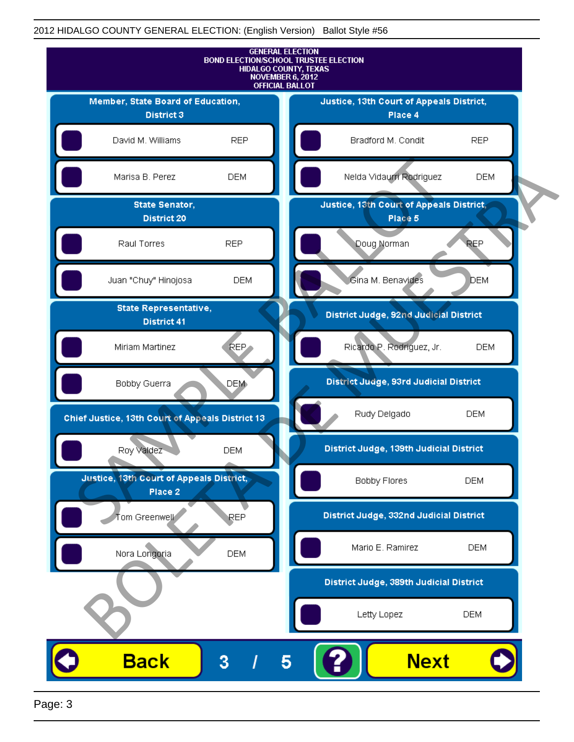2012 HIDALGO COUNTY GENERAL ELECTION: (English Version) Ballot Style #56

GENERAL ELECTION
BOND ELECTION/SCHOOL TRUSTEE ELECTION
HIDALGO COUNTY, TEXAS
NOVEMBER 6, 2012
OFFICIAL BALLOT

**Member, State Board of Education, District 3**

- David M. Williams — REP
- Marisa B. Perez — DEM

**State Senator, District 20**

- Raul Torres — REP
- Juan "Chuy" Hinojosa — DEM

**State Representative, District 41**

- Miriam Martinez — REP
- Bobby Guerra — DEM

**Chief Justice, 13th Court of Appeals District 13**

- Roy Valdez — DEM

**Justice, 13th Court of Appeals District, Place 2**

- Tom Greenwell — REP
- Nora Longoria — DEM

**Justice, 13th Court of Appeals District, Place 4**

- Bradford M. Condit — REP
- Nelda Vidaurri Rodriguez — DEM

**Justice, 13th Court of Appeals District, Place 5**

- Doug Norman — REP
- Gina M. Benavides — DEM

**District Judge, 92nd Judicial District**

- Ricardo P. Rodriguez, Jr. — DEM

**District Judge, 93rd Judicial District**

- Rudy Delgado — DEM

**District Judge, 139th Judicial District**

- Bobby Flores — DEM

**District Judge, 332nd Judicial District**

- Mario E. Ramirez — DEM

**District Judge, 389th Judicial District**

- Letty Lopez — DEM

Back 3 / 5 ? Next

SAMPLE BALLOT BOLETA DE MUESTRA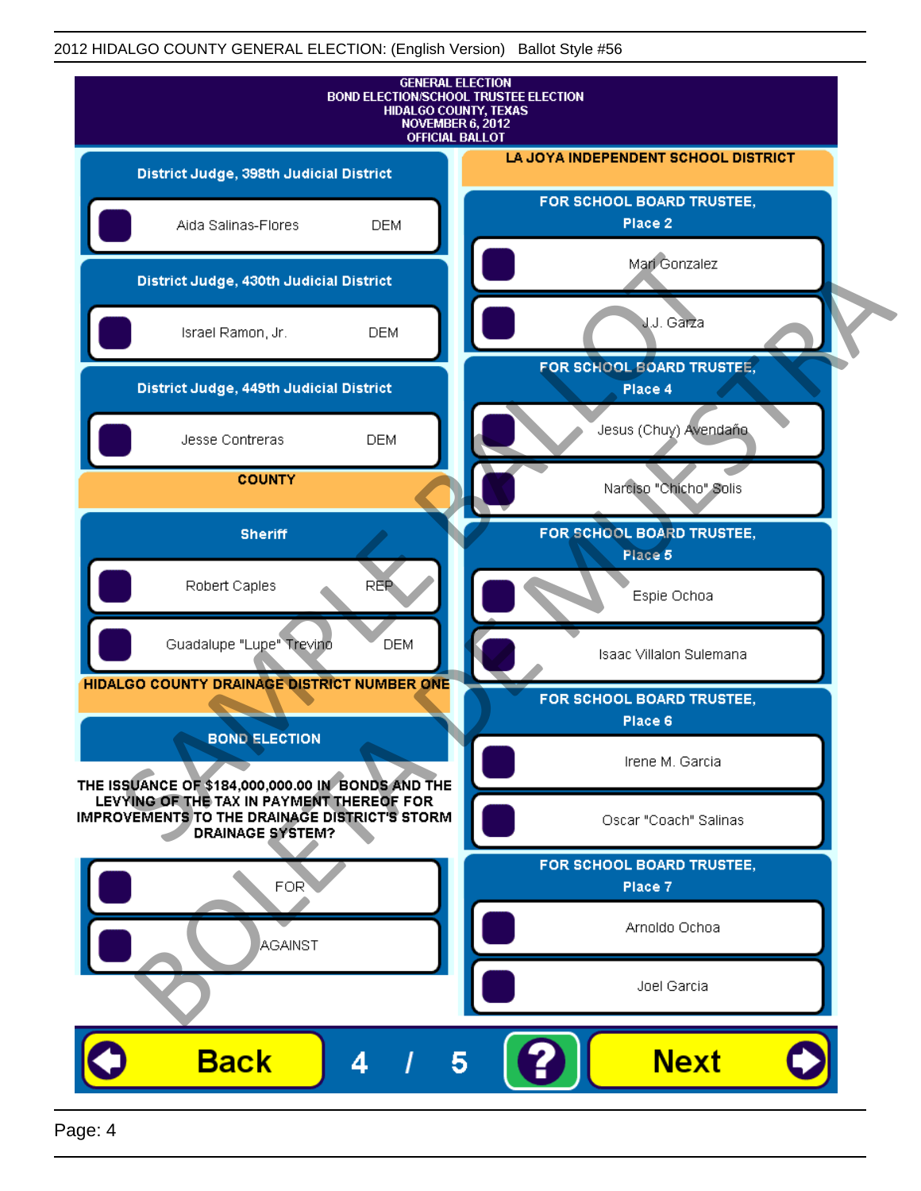2012 HIDALGO COUNTY GENERAL ELECTION: (English Version) Ballot Style #56

**GENERAL ELECTION**
**BOND ELECTION/SCHOOL TRUSTEE ELECTION**
**HIDALGO COUNTY, TEXAS**
**NOVEMBER 6, 2012**
**OFFICIAL BALLOT**

### District Judge, 398th Judicial District

- Aida Salinas-Flores DEM

### District Judge, 430th Judicial District

- Israel Ramon, Jr. DEM

### District Judge, 449th Judicial District

- Jesse Contreras DEM

## COUNTY

### Sheriff

- Robert Caples REP
- Guadalupe "Lupe" Trevino DEM

## HIDALGO COUNTY DRAINAGE DISTRICT NUMBER ONE

### BOND ELECTION

**THE ISSUANCE OF $184,000,000.00 IN BONDS AND THE LEVYING OF THE TAX IN PAYMENT THEREOF FOR IMPROVEMENTS TO THE DRAINAGE DISTRICT'S STORM DRAINAGE SYSTEM?**

- FOR
- AGAINST

## LA JOYA INDEPENDENT SCHOOL DISTRICT

### FOR SCHOOL BOARD TRUSTEE, Place 2

- Mari Gonzalez
- J.J. Garza

### FOR SCHOOL BOARD TRUSTEE, Place 4

- Jesus (Chuy) Avendaño
- Narciso "Chicho" Solis

### FOR SCHOOL BOARD TRUSTEE, Place 5

- Espie Ochoa
- Isaac Villalon Sulemana

### FOR SCHOOL BOARD TRUSTEE, Place 6

- Irene M. Garcia
- Oscar "Coach" Salinas

### FOR SCHOOL BOARD TRUSTEE, Place 7

- Arnoldo Ochoa
- Joel Garcia

SAMPLE BALLOT / BOLETA DE MUESTRA

Back 4 / 5 ? Next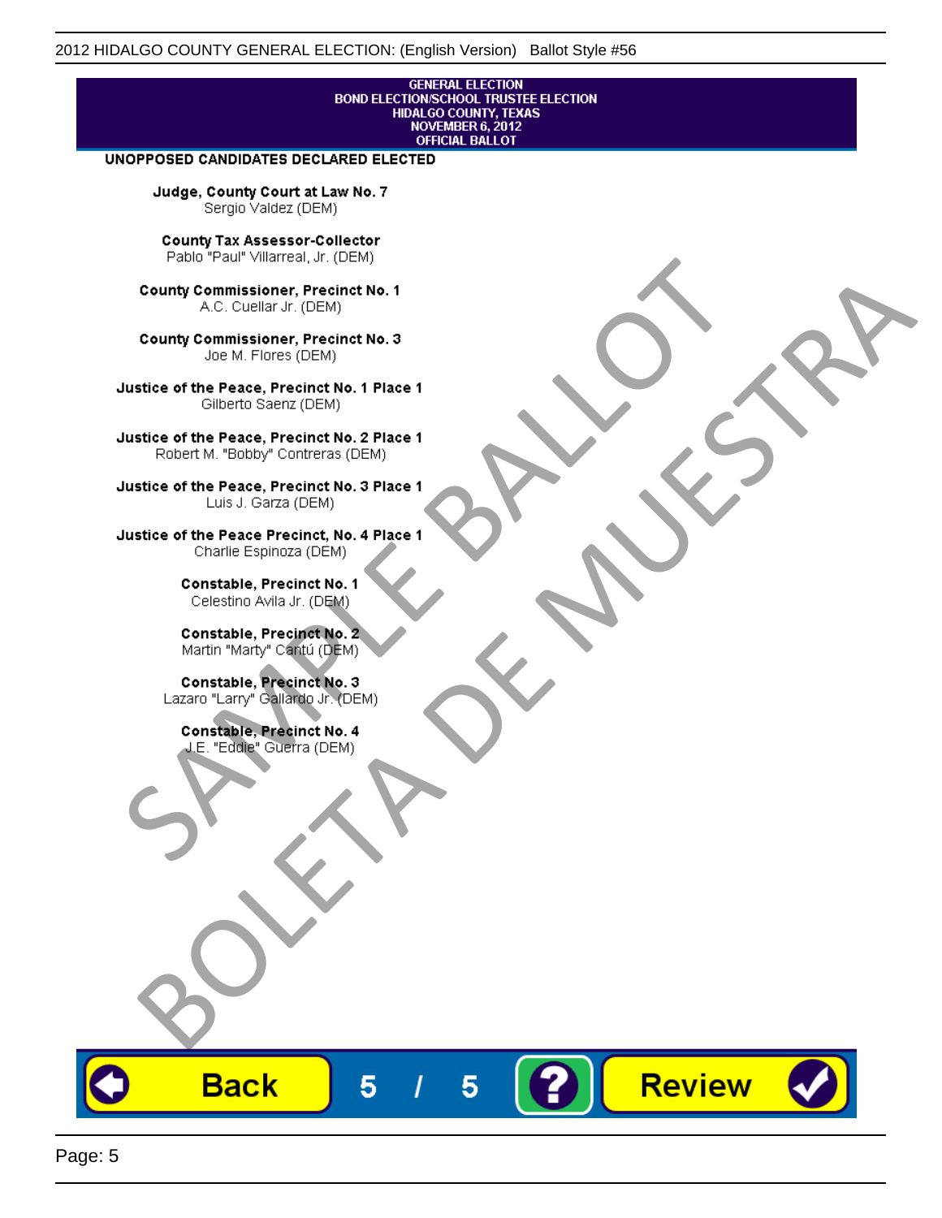GENERAL ELECTION
BOND ELECTION/SCHOOL TRUSTEE ELECTION
HIDALGO COUNTY, TEXAS
NOVEMBER 6, 2012
OFFICIAL BALLOT

**UNOPPOSED CANDIDATES DECLARED ELECTED**

**Judge, County Court at Law No. 7**
Sergio Valdez (DEM)

**County Tax Assessor-Collector**
Pablo "Paul" Villarreal, Jr. (DEM)

**County Commissioner, Precinct No. 1**
A.C. Cuellar Jr. (DEM)

**County Commissioner, Precinct No. 3**
Joe M. Flores (DEM)

**Justice of the Peace, Precinct No. 1 Place 1**
Gilberto Saenz (DEM)

**Justice of the Peace, Precinct No. 2 Place 1**
Robert M. "Bobby" Contreras (DEM)

**Justice of the Peace, Precinct No. 3 Place 1**
Luis J. Garza (DEM)

**Justice of the Peace Precinct, No. 4 Place 1**
Charlie Espinoza (DEM)

**Constable, Precinct No. 1**
Celestino Avila Jr. (DEM)

**Constable, Precinct No. 2**
Martin "Marty" Cantú (DEM)

**Constable, Precinct No. 3**
Lazaro "Larry" Gallardo Jr. (DEM)

**Constable, Precinct No. 4**
J.E. "Eddie" Guerra (DEM)

SAMPLE BALLOT
BOLETA DE MUESTRA

Back 5 / 5 ? Review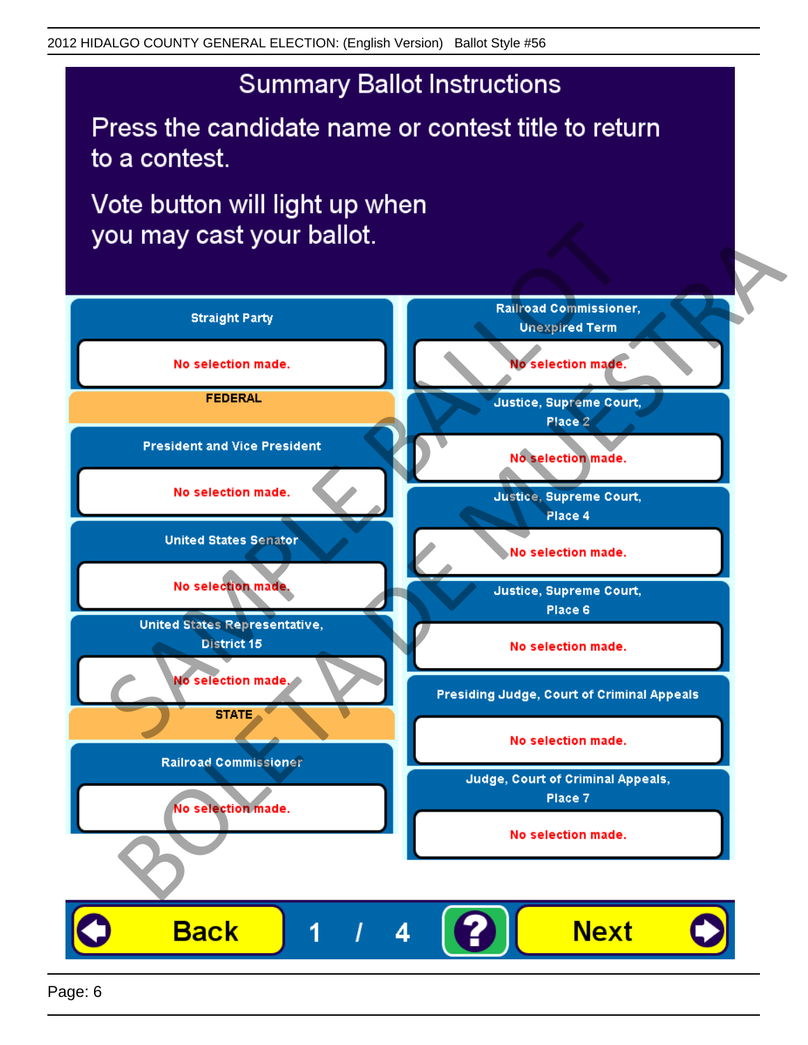2012 HIDALGO COUNTY GENERAL ELECTION: (English Version) Ballot Style #56

# Summary Ballot Instructions

Press the candidate name or contest title to return to a contest.

Vote button will light up when you may cast your ballot.

**Straight Party**

No selection made.

**FEDERAL**

**President and Vice President**

No selection made.

**United States Senator**

No selection made.

**United States Representative, District 15**

No selection made.

**STATE**

**Railroad Commissioner**

No selection made.

**Railroad Commissioner, Unexpired Term**

No selection made.

**Justice, Supreme Court, Place 2**

No selection made.

**Justice, Supreme Court, Place 4**

No selection made.

**Justice, Supreme Court, Place 6**

No selection made.

**Presiding Judge, Court of Criminal Appeals**

No selection made.

**Judge, Court of Criminal Appeals, Place 7**

No selection made.

Back 1 / 4 ? Next

SAMPLE BALLOT BOLETA DE MUESTRA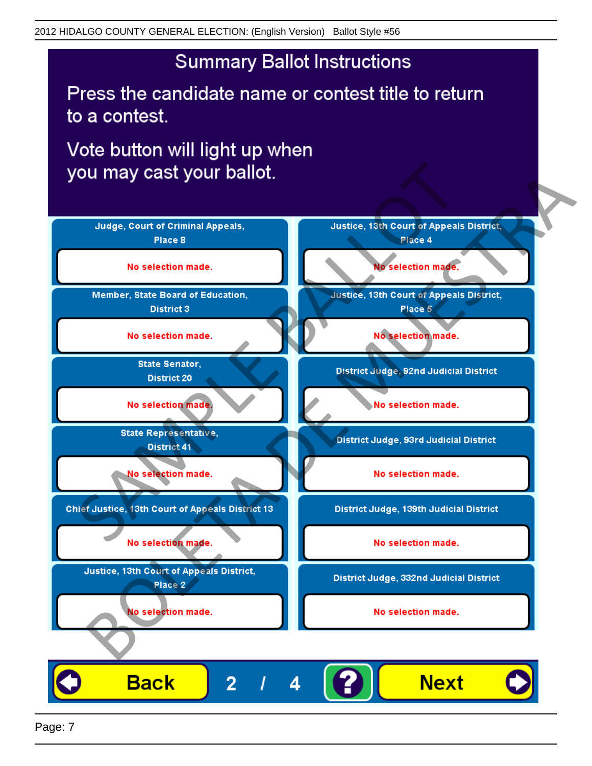# Summary Ballot Instructions

Press the candidate name or contest title to return to a contest.

Vote button will light up when you may cast your ballot.

**Judge, Court of Criminal Appeals, Place 8**

No selection made.

**Member, State Board of Education, District 3**

No selection made.

**State Senator, District 20**

No selection made.

**State Representative, District 41**

No selection made.

**Chief Justice, 13th Court of Appeals District 13**

No selection made.

**Justice, 13th Court of Appeals District, Place 2**

No selection made.

**Justice, 13th Court of Appeals District, Place 4**

No selection made.

**Justice, 13th Court of Appeals District, Place 5**

No selection made.

**District Judge, 92nd Judicial District**

No selection made.

**District Judge, 93rd Judicial District**

No selection made.

**District Judge, 139th Judicial District**

No selection made.

**District Judge, 332nd Judicial District**

No selection made.

Back | 2 / 4 | ? | Next

SAMPLE BALLOT
BOLETA DE MUESTRA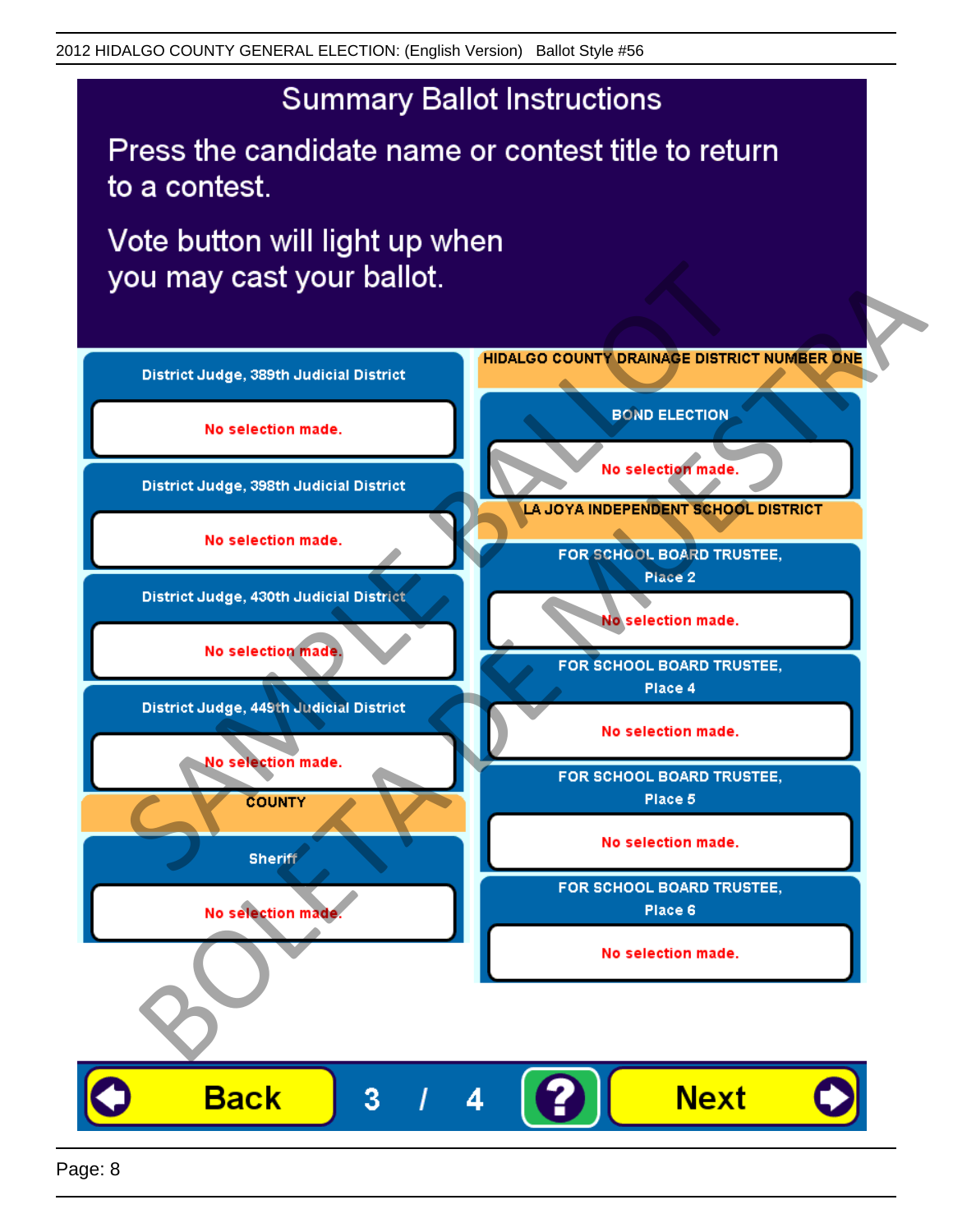# Summary Ballot Instructions

Press the candidate name or contest title to return to a contest.

Vote button will light up when you may cast your ballot.

**District Judge, 389th Judicial District**

No selection made.

**District Judge, 398th Judicial District**

No selection made.

**District Judge, 430th Judicial District**

No selection made.

**District Judge, 449th Judicial District**

No selection made.

**COUNTY**

**Sheriff**

No selection made.

**HIDALGO COUNTY DRAINAGE DISTRICT NUMBER ONE**

**BOND ELECTION**

No selection made.

**LA JOYA INDEPENDENT SCHOOL DISTRICT**

**FOR SCHOOL BOARD TRUSTEE, Place 2**

No selection made.

**FOR SCHOOL BOARD TRUSTEE, Place 4**

No selection made.

**FOR SCHOOL BOARD TRUSTEE, Place 5**

No selection made.

**FOR SCHOOL BOARD TRUSTEE, Place 6**

No selection made.

Back | 3 / 4 | ? | Next

SAMPLE BALLOT

BOLETA DE MUESTRA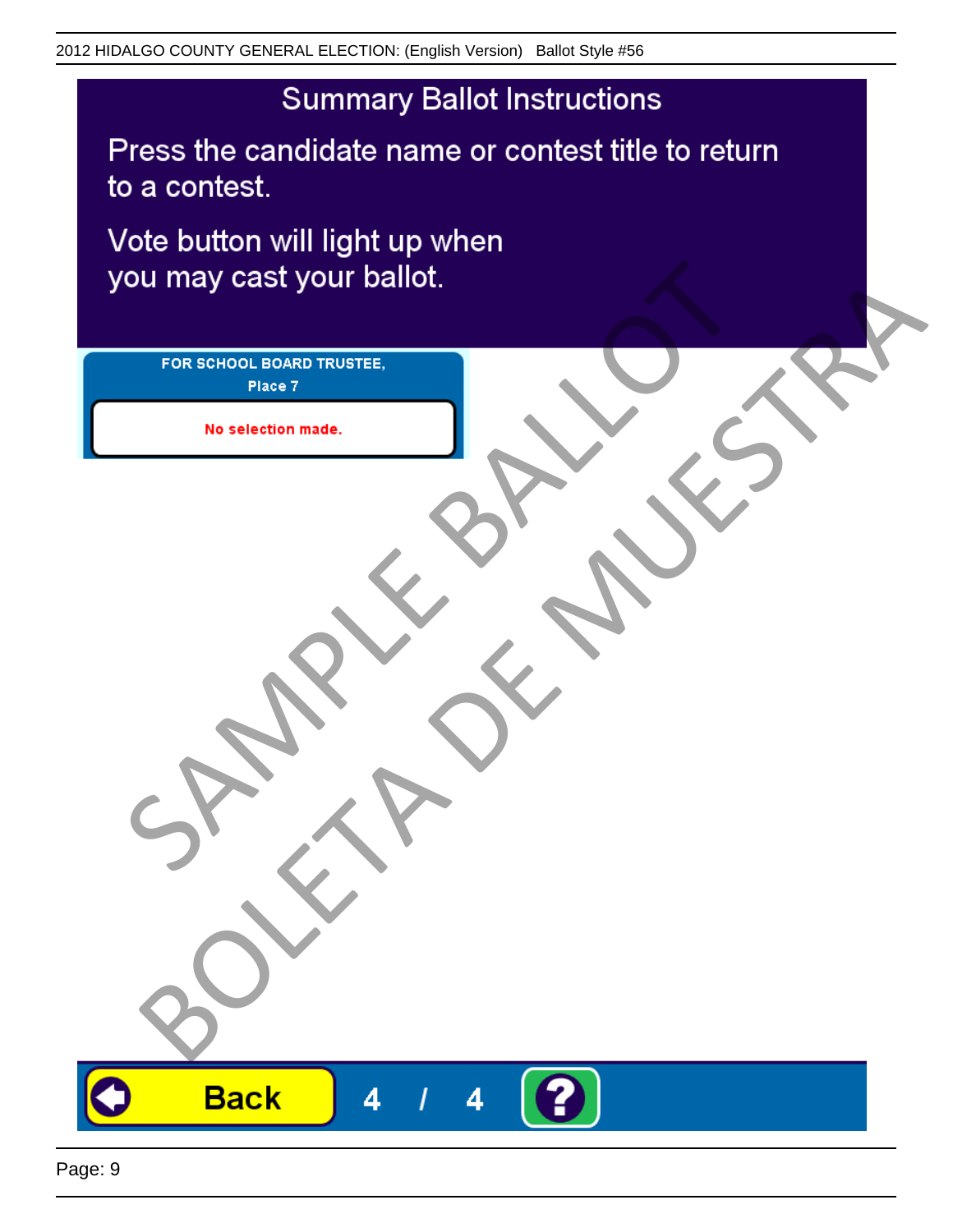# Summary Ballot Instructions

Press the candidate name or contest title to return to a contest.

Vote button will light up when you may cast your ballot.

**FOR SCHOOL BOARD TRUSTEE, Place 7**

No selection made.

SAMPLE BALLOT
BOLETA DE MUESTRA

Back

4 / 4

?